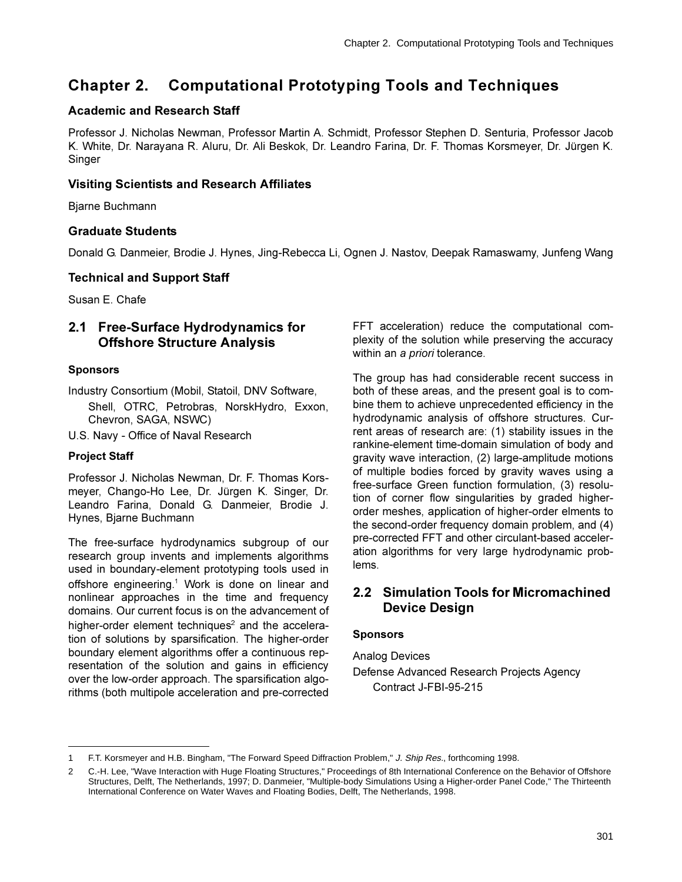// Chapter 2. Computational Prototyping Tools and Techniques

# Chapter 2. Computational Prototyping Tools and Techniques

### Academic and Research Staff

Professor J. Nicholas Newman, Professor Martin A. Schmidt, Professor Stephen D. Senturia, Professor Jacob K. White, Dr. Narayana R. Aluru, Dr. Ali Beskok, Dr. Leandro Farina, Dr. F. Thomas Korsmeyer, Dr. Jürgen K. Singer

### Visiting Scientists and Research Affiliates

Bjarne Buchmann

### Graduate Students

Donald G. Danmeier, Brodie J. Hynes, Jing-Rebecca Li, Ognen J. Nastov, Deepak Ramaswamy, Junfeng Wang

### Technical and Support Staff

Susan E. Chafe

## 2.1 Free-Surface Hydrodynamics for Offshore Structure Analysis

#### Sponsors

Industry Consortium (Mobil, Statoil, DNV Software, Shell, OTRC, Petrobras, NorskHydro, Exxon, Chevron, SAGA, NSWC)

U.S. Navy - Office of Naval Research

#### Project Staff

Professor J. Nicholas Newman, Dr. F. Thomas Korsmeyer, Chango-Ho Lee, Dr. Jürgen K. Singer, Dr. Leandro Farina, Donald G. Danmeier, Brodie J. Hynes, Bjarne Buchmann

The free-surface hydrodynamics subgroup of our research group invents and implements algorithms used in boundary-element prototyping tools used in offshore engineering.[1] Work is done on linear and nonlinear approaches in the time and frequency domains. Our current focus is on the advancement of higher-order element techniques[2] and the acceleration of solutions by sparsification. The higher-order boundary element algorithms offer a continuous representation of the solution and gains in efficiency over the low-order approach. The sparsification algorithms (both multipole acceleration and pre-corrected FFT acceleration) reduce the computational complexity of the solution while preserving the accuracy within an *a priori* tolerance.

The group has had considerable recent success in both of these areas, and the present goal is to combine them to achieve unprecedented efficiency in the hydrodynamic analysis of offshore structures. Current areas of research are: (1) stability issues in the rankine-element time-domain simulation of body and gravity wave interaction, (2) large-amplitude motions of multiple bodies forced by gravity waves using a free-surface Green function formulation, (3) resolution of corner flow singularities by graded higher-order meshes, application of higher-order elments to the second-order frequency domain problem, and (4) pre-corrected FFT and other circulant-based acceleration algorithms for very large hydrodynamic problems.

## 2.2 Simulation Tools for Micromachined Device Design

#### Sponsors

Analog Devices

Defense Advanced Research Projects Agency
Contract J-FBI-95-215

---

1 F.T. Korsmeyer and H.B. Bingham, "The Forward Speed Diffraction Problem," *J. Ship Res.*, forthcoming 1998.

2 C.-H. Lee, "Wave Interaction with Huge Floating Structures," Proceedings of 8th International Conference on the Behavior of Offshore Structures, Delft, The Netherlands, 1997; D. Danmeier, "Multiple-body Simulations Using a Higher-order Panel Code," The Thirteenth International Conference on Water Waves and Floating Bodies, Delft, The Netherlands, 1998.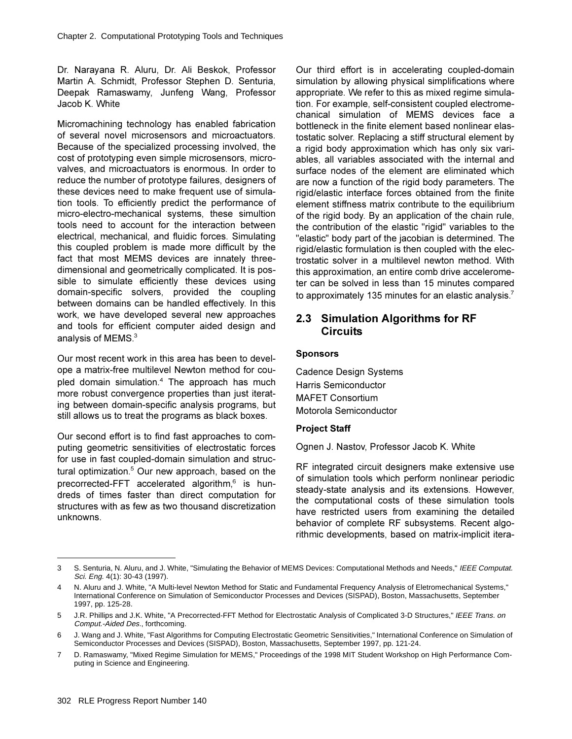Dr. Narayana R. Aluru, Dr. Ali Beskok, Professor Martin A. Schmidt, Professor Stephen D. Senturia, Deepak Ramaswamy, Junfeng Wang, Professor Jacob K. White

Micromachining technology has enabled fabrication of several novel microsensors and microactuators. Because of the specialized processing involved, the cost of prototyping even simple microsensors, microvalves, and microactuators is enormous. In order to reduce the number of prototype failures, designers of these devices need to make frequent use of simulation tools. To efficiently predict the performance of micro-electro-mechanical systems, these simultion tools need to account for the interaction between electrical, mechanical, and fluidic forces. Simulating this coupled problem is made more difficult by the fact that most MEMS devices are innately three-dimensional and geometrically complicated. It is possible to simulate efficiently these devices using domain-specific solvers, provided the coupling between domains can be handled effectively. In this work, we have developed several new approaches and tools for efficient computer aided design and analysis of MEMS.[3]

Our most recent work in this area has been to develope a matrix-free multilevel Newton method for coupled domain simulation.[4] The approach has much more robust convergence properties than just iterating between domain-specific analysis programs, but still allows us to treat the programs as black boxes.

Our second effort is to find fast approaches to computing geometric sensitivities of electrostatic forces for use in fast coupled-domain simulation and structural optimization.[5] Our new approach, based on the precorrected-FFT accelerated algorithm,[6] is hundreds of times faster than direct computation for structures with as few as two thousand discretization unknowns.

Our third effort is in accelerating coupled-domain simulation by allowing physical simplifications where appropriate. We refer to this as mixed regime simulation. For example, self-consistent coupled electromechanical simulation of MEMS devices face a bottleneck in the finite element based nonlinear elastostatic solver. Replacing a stiff structural element by a rigid body approximation which has only six variables, all variables associated with the internal and surface nodes of the element are eliminated which are now a function of the rigid body parameters. The rigid/elastic interface forces obtained from the finite element stiffness matrix contribute to the equilibrium of the rigid body. By an application of the chain rule, the contribution of the elastic "rigid" variables to the "elastic" body part of the jacobian is determined. The rigid/elastic formulation is then coupled with the electrostatic solver in a multilevel newton method. With this approximation, an entire comb drive accelerometer can be solved in less than 15 minutes compared to approximately 135 minutes for an elastic analysis.[7]

## 2.3 Simulation Algorithms for RF Circuits

### Sponsors

Cadence Design Systems
Harris Semiconductor
MAFET Consortium
Motorola Semiconductor

### Project Staff

Ognen J. Nastov, Professor Jacob K. White

RF integrated circuit designers make extensive use of simulation tools which perform nonlinear periodic steady-state analysis and its extensions. However, the computational costs of these simulation tools have restricted users from examining the detailed behavior of complete RF subsystems. Recent algorithmic developments, based on matrix-implicit itera-

---

3 S. Senturia, N. Aluru, and J. White, "Simulating the Behavior of MEMS Devices: Computational Methods and Needs," *IEEE Computat. Sci. Eng.* 4(1): 30-43 (1997).

4 N. Aluru and J. White, "A Multi-level Newton Method for Static and Fundamental Frequency Analysis of Eletromechanical Systems," International Conference on Simulation of Semiconductor Processes and Devices (SISPAD), Boston, Massachusetts, September 1997, pp. 125-28.

5 J.R. Phillips and J.K. White, "A Precorrected-FFT Method for Electrostatic Analysis of Complicated 3-D Structures," *IEEE Trans. on Comput.-Aided Des.*, forthcoming.

6 J. Wang and J. White, "Fast Algorithms for Computing Electrostatic Geometric Sensitivities," International Conference on Simulation of Semiconductor Processes and Devices (SISPAD), Boston, Massachusetts, September 1997, pp. 121-24.

7 D. Ramaswamy, "Mixed Regime Simulation for MEMS," Proceedings of the 1998 MIT Student Workshop on High Performance Computing in Science and Engineering.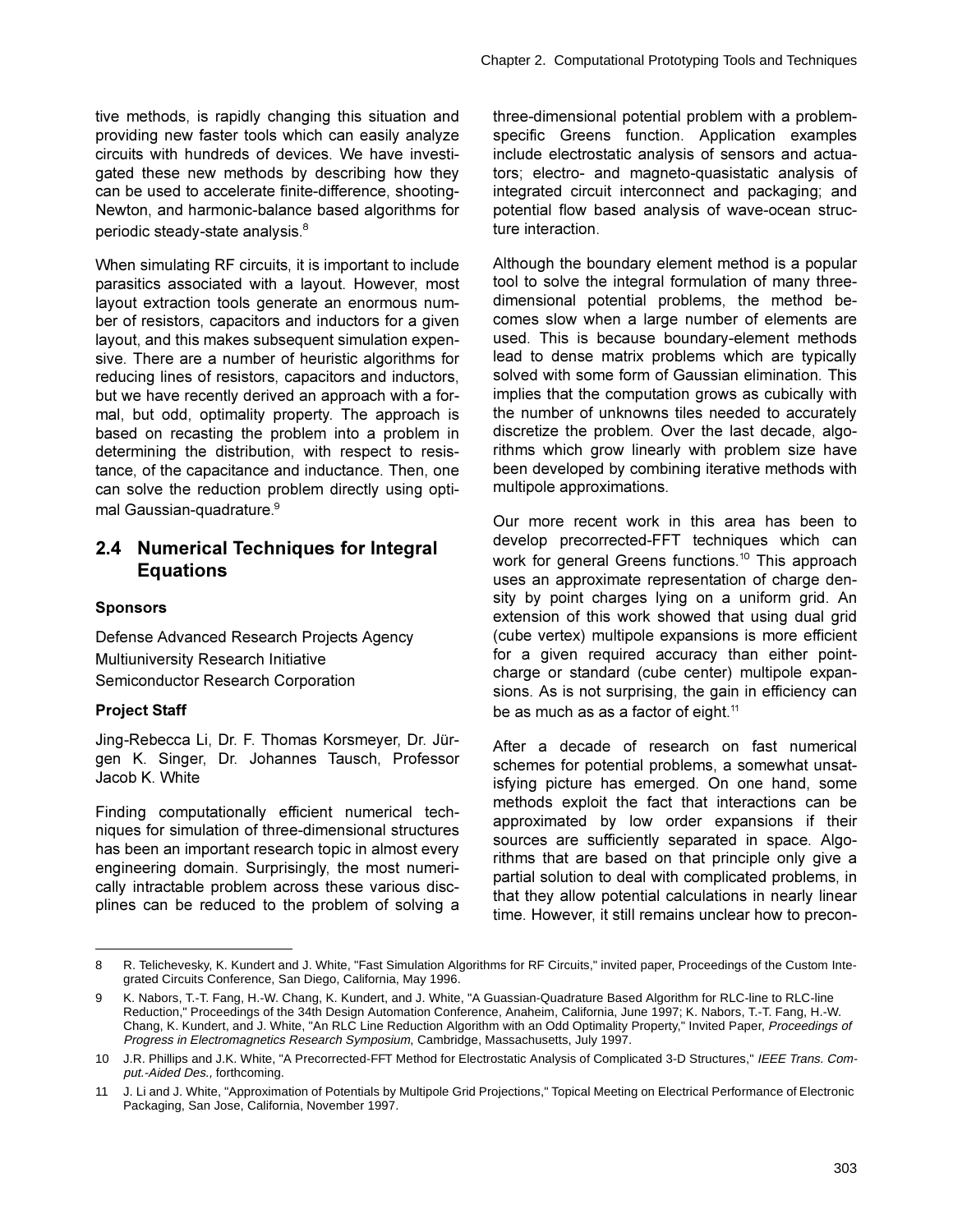tive methods, is rapidly changing this situation and providing new faster tools which can easily analyze circuits with hundreds of devices. We have investigated these new methods by describing how they can be used to accelerate finite-difference, shooting-Newton, and harmonic-balance based algorithms for periodic steady-state analysis.[8]

When simulating RF circuits, it is important to include parasitics associated with a layout. However, most layout extraction tools generate an enormous number of resistors, capacitors and inductors for a given layout, and this makes subsequent simulation expensive. There are a number of heuristic algorithms for reducing lines of resistors, capacitors and inductors, but we have recently derived an approach with a formal, but odd, optimality property. The approach is based on recasting the problem into a problem in determining the distribution, with respect to resistance, of the capacitance and inductance. Then, one can solve the reduction problem directly using optimal Gaussian-quadrature.[9]

## 2.4 Numerical Techniques for Integral Equations

### Sponsors

Defense Advanced Research Projects Agency
Multiuniversity Research Initiative
Semiconductor Research Corporation

### Project Staff

Jing-Rebecca Li, Dr. F. Thomas Korsmeyer, Dr. Jürgen K. Singer, Dr. Johannes Tausch, Professor Jacob K. White

Finding computationally efficient numerical techniques for simulation of three-dimensional structures has been an important research topic in almost every engineering domain. Surprisingly, the most numerically intractable problem across these various discplines can be reduced to the problem of solving a three-dimensional potential problem with a problem-specific Greens function. Application examples include electrostatic analysis of sensors and actuators; electro- and magneto-quasistatic analysis of integrated circuit interconnect and packaging; and potential flow based analysis of wave-ocean structure interaction.

Although the boundary element method is a popular tool to solve the integral formulation of many three-dimensional potential problems, the method becomes slow when a large number of elements are used. This is because boundary-element methods lead to dense matrix problems which are typically solved with some form of Gaussian elimination. This implies that the computation grows as cubically with the number of unknowns tiles needed to accurately discretize the problem. Over the last decade, algorithms which grow linearly with problem size have been developed by combining iterative methods with multipole approximations.

Our more recent work in this area has been to develop precorrected-FFT techniques which can work for general Greens functions.[10] This approach uses an approximate representation of charge density by point charges lying on a uniform grid. An extension of this work showed that using dual grid (cube vertex) multipole expansions is more efficient for a given required accuracy than either point-charge or standard (cube center) multipole expansions. As is not surprising, the gain in efficiency can be as much as as a factor of eight.[11]

After a decade of research on fast numerical schemes for potential problems, a somewhat unsatisfying picture has emerged. On one hand, some methods exploit the fact that interactions can be approximated by low order expansions if their sources are sufficiently separated in space. Algorithms that are based on that principle only give a partial solution to deal with complicated problems, in that they allow potential calculations in nearly linear time. However, it still remains unclear how to precon-

---

8 R. Telichevesky, K. Kundert and J. White, "Fast Simulation Algorithms for RF Circuits," invited paper, Proceedings of the Custom Integrated Circuits Conference, San Diego, California, May 1996.

9 K. Nabors, T.-T. Fang, H.-W. Chang, K. Kundert, and J. White, "A Guassian-Quadrature Based Algorithm for RLC-line to RLC-line Reduction," Proceedings of the 34th Design Automation Conference, Anaheim, California, June 1997; K. Nabors, T.-T. Fang, H.-W. Chang, K. Kundert, and J. White, "An RLC Line Reduction Algorithm with an Odd Optimality Property," Invited Paper, *Proceedings of Progress in Electromagnetics Research Symposium*, Cambridge, Massachusetts, July 1997.

10 J.R. Phillips and J.K. White, "A Precorrected-FFT Method for Electrostatic Analysis of Complicated 3-D Structures," *IEEE Trans. Comput.-Aided Des.,* forthcoming.

11 J. Li and J. White, "Approximation of Potentials by Multipole Grid Projections," Topical Meeting on Electrical Performance of Electronic Packaging, San Jose, California, November 1997.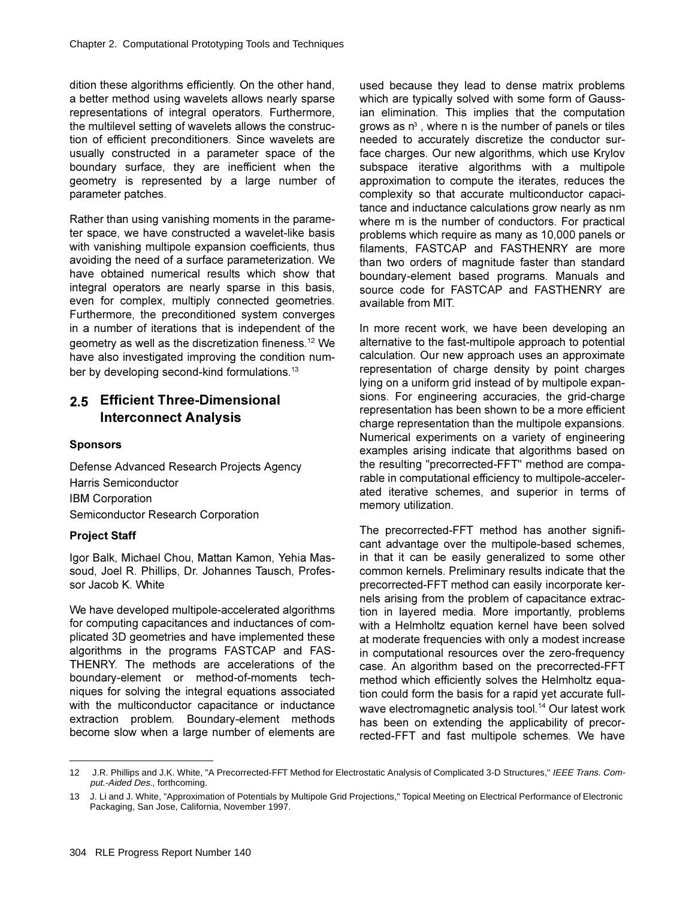dition these algorithms efficiently. On the other hand, a better method using wavelets allows nearly sparse representations of integral operators. Furthermore, the multilevel setting of wavelets allows the construction of efficient preconditioners. Since wavelets are usually constructed in a parameter space of the boundary surface, they are inefficient when the geometry is represented by a large number of parameter patches.

Rather than using vanishing moments in the parameter space, we have constructed a wavelet-like basis with vanishing multipole expansion coefficients, thus avoiding the need of a surface parameterization. We have obtained numerical results which show that integral operators are nearly sparse in this basis, even for complex, multiply connected geometries. Furthermore, the preconditioned system converges in a number of iterations that is independent of the geometry as well as the discretization fineness.[12] We have also investigated improving the condition number by developing second-kind formulations.[13]

## 2.5 Efficient Three-Dimensional Interconnect Analysis

### Sponsors

Defense Advanced Research Projects Agency
Harris Semiconductor
IBM Corporation
Semiconductor Research Corporation

### Project Staff

Igor Balk, Michael Chou, Mattan Kamon, Yehia Massoud, Joel R. Phillips, Dr. Johannes Tausch, Professor Jacob K. White

We have developed multipole-accelerated algorithms for computing capacitances and inductances of complicated 3D geometries and have implemented these algorithms in the programs FASTCAP and FASTHENRY. The methods are accelerations of the boundary-element or method-of-moments techniques for solving the integral equations associated with the multiconductor capacitance or inductance extraction problem. Boundary-element methods become slow when a large number of elements are used because they lead to dense matrix problems which are typically solved with some form of Gaussian elimination. This implies that the computation grows as $n^3$, where n is the number of panels or tiles needed to accurately discretize the conductor surface charges. Our new algorithms, which use Krylov subspace iterative algorithms with a multipole approximation to compute the iterates, reduces the complexity so that accurate multiconductor capacitance and inductance calculations grow nearly as nm where m is the number of conductors. For practical problems which require as many as 10,000 panels or filaments, FASTCAP and FASTHENRY are more than two orders of magnitude faster than standard boundary-element based programs. Manuals and source code for FASTCAP and FASTHENRY are available from MIT.

In more recent work, we have been developing an alternative to the fast-multipole approach to potential calculation. Our new approach uses an approximate representation of charge density by point charges lying on a uniform grid instead of by multipole expansions. For engineering accuracies, the grid-charge representation has been shown to be a more efficient charge representation than the multipole expansions. Numerical experiments on a variety of engineering examples arising indicate that algorithms based on the resulting "precorrected-FFT" method are comparable in computational efficiency to multipole-accelerated iterative schemes, and superior in terms of memory utilization.

The precorrected-FFT method has another significant advantage over the multipole-based schemes, in that it can be easily generalized to some other common kernels. Preliminary results indicate that the precorrected-FFT method can easily incorporate kernels arising from the problem of capacitance extraction in layered media. More importantly, problems with a Helmholtz equation kernel have been solved at moderate frequencies with only a modest increase in computational resources over the zero-frequency case. An algorithm based on the precorrected-FFT method which efficiently solves the Helmholtz equation could form the basis for a rapid yet accurate full-wave electromagnetic analysis tool.[14] Our latest work has been on extending the applicability of precorrected-FFT and fast multipole schemes. We have

---

12 J.R. Phillips and J.K. White, "A Precorrected-FFT Method for Electrostatic Analysis of Complicated 3-D Structures," *IEEE Trans. Comput.-Aided Des.*, forthcoming.

13 J. Li and J. White, "Approximation of Potentials by Multipole Grid Projections," Topical Meeting on Electrical Performance of Electronic Packaging, San Jose, California, November 1997.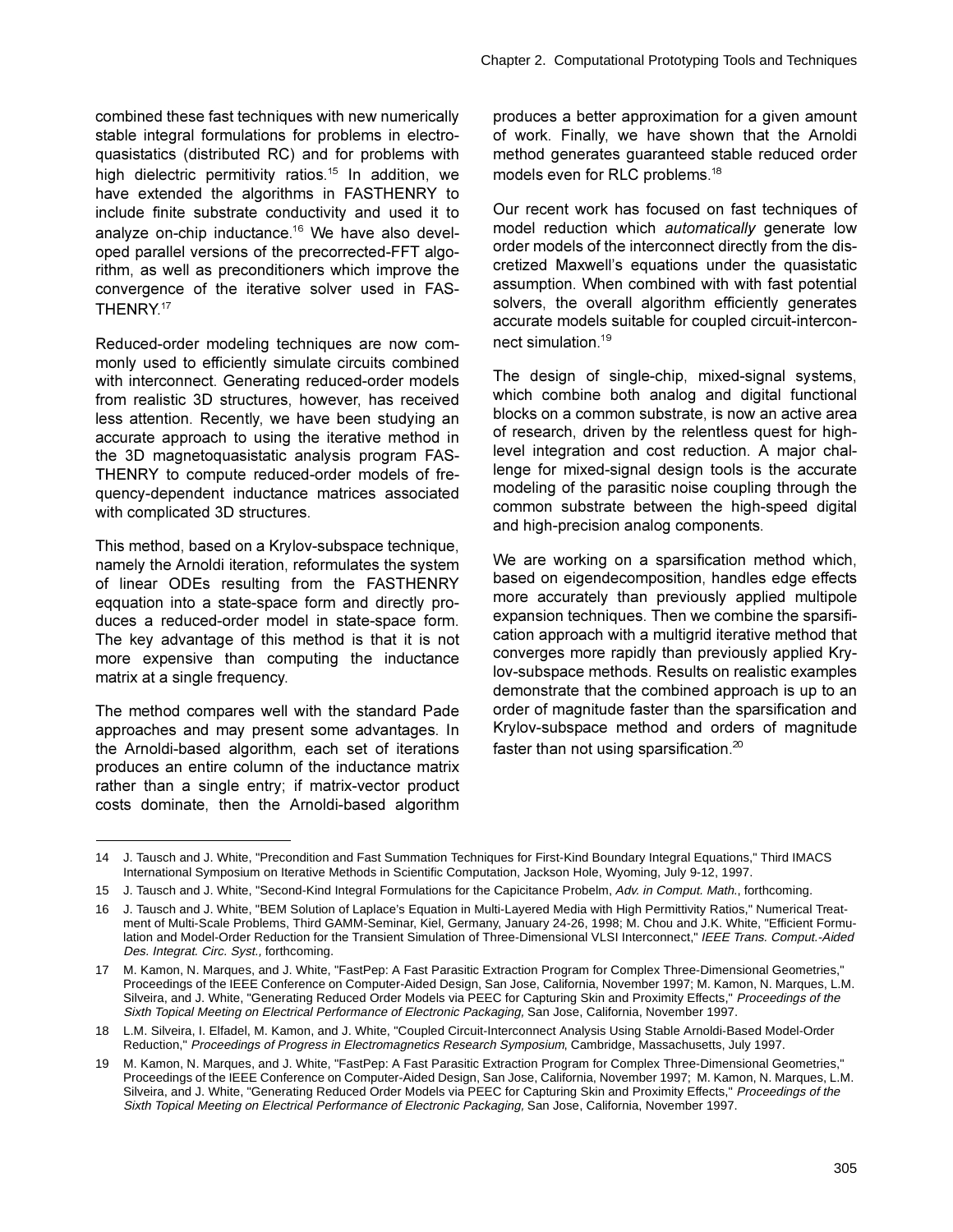combined these fast techniques with new numerically stable integral formulations for problems in electroquasistatics (distributed RC) and for problems with high dielectric permitivity ratios.[15] In addition, we have extended the algorithms in FASTHENRY to include finite substrate conductivity and used it to analyze on-chip inductance.[16] We have also developed parallel versions of the precorrected-FFT algorithm, as well as preconditioners which improve the convergence of the iterative solver used in FASTHENRY.[17]

Reduced-order modeling techniques are now commonly used to efficiently simulate circuits combined with interconnect. Generating reduced-order models from realistic 3D structures, however, has received less attention. Recently, we have been studying an accurate approach to using the iterative method in the 3D magnetoquasistatic analysis program FASTHENRY to compute reduced-order models of frequency-dependent inductance matrices associated with complicated 3D structures.

This method, based on a Krylov-subspace technique, namely the Arnoldi iteration, reformulates the system of linear ODEs resulting from the FASTHENRY eqquation into a state-space form and directly produces a reduced-order model in state-space form. The key advantage of this method is that it is not more expensive than computing the inductance matrix at a single frequency.

The method compares well with the standard Pade approaches and may present some advantages. In the Arnoldi-based algorithm, each set of iterations produces an entire column of the inductance matrix rather than a single entry; if matrix-vector product costs dominate, then the Arnoldi-based algorithm produces a better approximation for a given amount of work. Finally, we have shown that the Arnoldi method generates guaranteed stable reduced order models even for RLC problems.[18]

Our recent work has focused on fast techniques of model reduction which *automatically* generate low order models of the interconnect directly from the discretized Maxwell's equations under the quasistatic assumption. When combined with with fast potential solvers, the overall algorithm efficiently generates accurate models suitable for coupled circuit-interconnect simulation.[19]

The design of single-chip, mixed-signal systems, which combine both analog and digital functional blocks on a common substrate, is now an active area of research, driven by the relentless quest for high-level integration and cost reduction. A major challenge for mixed-signal design tools is the accurate modeling of the parasitic noise coupling through the common substrate between the high-speed digital and high-precision analog components.

We are working on a sparsification method which, based on eigendecomposition, handles edge effects more accurately than previously applied multipole expansion techniques. Then we combine the sparsification approach with a multigrid iterative method that converges more rapidly than previously applied Krylov-subspace methods. Results on realistic examples demonstrate that the combined approach is up to an order of magnitude faster than the sparsification and Krylov-subspace method and orders of magnitude faster than not using sparsification.[20]

---

14 J. Tausch and J. White, "Precondition and Fast Summation Techniques for First-Kind Boundary Integral Equations," Third IMACS International Symposium on Iterative Methods in Scientific Computation, Jackson Hole, Wyoming, July 9-12, 1997.

15 J. Tausch and J. White, "Second-Kind Integral Formulations for the Capicitance Probelm, *Adv. in Comput. Math.*, forthcoming.

16 J. Tausch and J. White, "BEM Solution of Laplace's Equation in Multi-Layered Media with High Permittivity Ratios," Numerical Treatment of Multi-Scale Problems, Third GAMM-Seminar, Kiel, Germany, January 24-26, 1998; M. Chou and J.K. White, "Efficient Formulation and Model-Order Reduction for the Transient Simulation of Three-Dimensional VLSI Interconnect," *IEEE Trans. Comput.-Aided Des. Integrat. Circ. Syst.,* forthcoming.

17 M. Kamon, N. Marques, and J. White, "FastPep: A Fast Parasitic Extraction Program for Complex Three-Dimensional Geometries," Proceedings of the IEEE Conference on Computer-Aided Design, San Jose, California, November 1997; M. Kamon, N. Marques, L.M. Silveira, and J. White, "Generating Reduced Order Models via PEEC for Capturing Skin and Proximity Effects," *Proceedings of the Sixth Topical Meeting on Electrical Performance of Electronic Packaging,* San Jose, California, November 1997.

18 L.M. Silveira, I. Elfadel, M. Kamon, and J. White, "Coupled Circuit-Interconnect Analysis Using Stable Arnoldi-Based Model-Order Reduction," *Proceedings of Progress in Electromagnetics Research Symposium*, Cambridge, Massachusetts, July 1997.

19 M. Kamon, N. Marques, and J. White, "FastPep: A Fast Parasitic Extraction Program for Complex Three-Dimensional Geometries," Proceedings of the IEEE Conference on Computer-Aided Design, San Jose, California, November 1997; M. Kamon, N. Marques, L.M. Silveira, and J. White, "Generating Reduced Order Models via PEEC for Capturing Skin and Proximity Effects," *Proceedings of the Sixth Topical Meeting on Electrical Performance of Electronic Packaging,* San Jose, California, November 1997.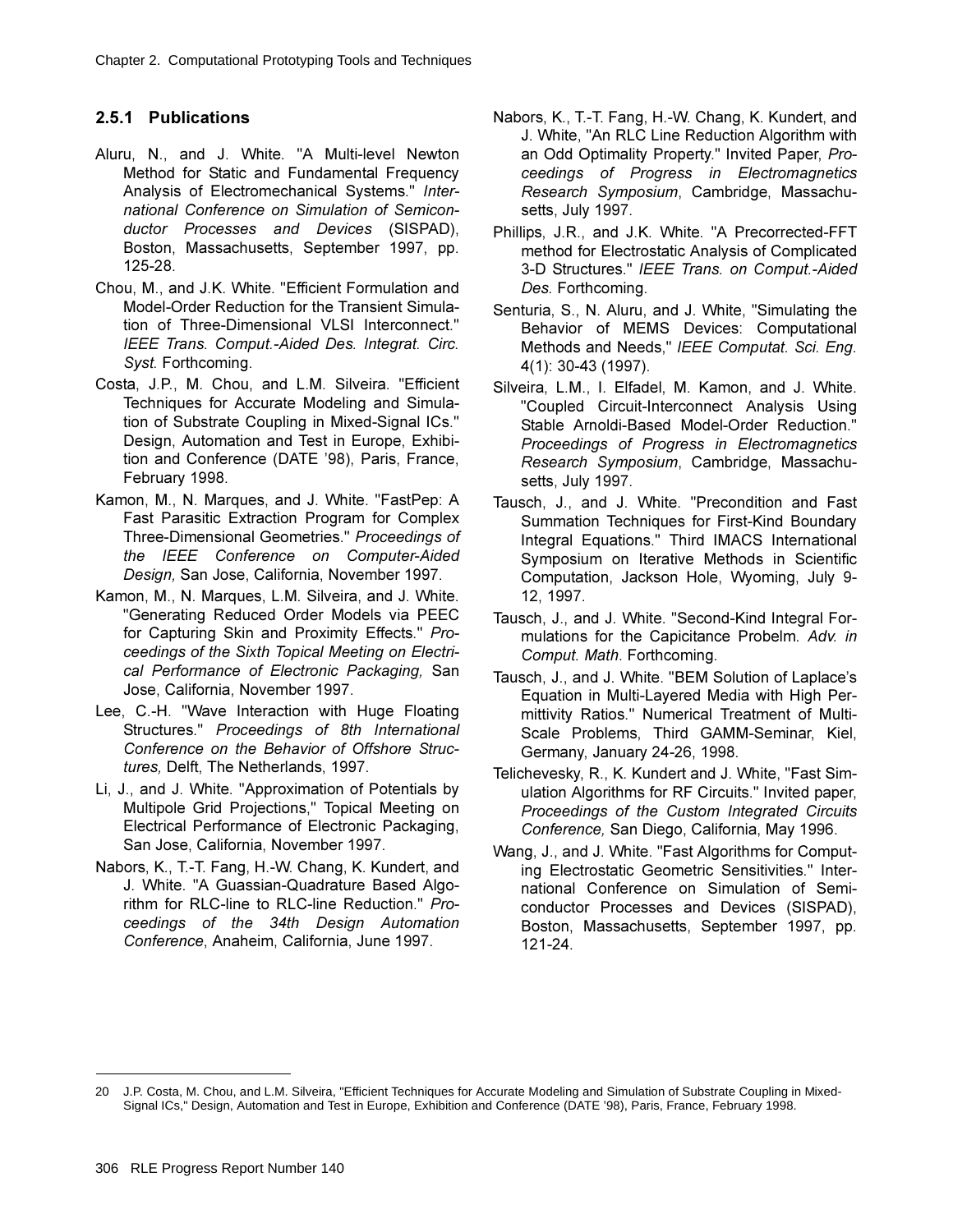### 2.5.1 Publications

Aluru, N., and J. White. "A Multi-level Newton Method for Static and Fundamental Frequency Analysis of Electromechanical Systems." *International Conference on Simulation of Semiconductor Processes and Devices* (SISPAD), Boston, Massachusetts, September 1997, pp. 125-28.

Chou, M., and J.K. White. "Efficient Formulation and Model-Order Reduction for the Transient Simulation of Three-Dimensional VLSI Interconnect." *IEEE Trans. Comput.-Aided Des. Integrat. Circ. Syst.* Forthcoming.

Costa, J.P., M. Chou, and L.M. Silveira. "Efficient Techniques for Accurate Modeling and Simulation of Substrate Coupling in Mixed-Signal ICs." Design, Automation and Test in Europe, Exhibition and Conference (DATE '98), Paris, France, February 1998.

Kamon, M., N. Marques, and J. White. "FastPep: A Fast Parasitic Extraction Program for Complex Three-Dimensional Geometries." *Proceedings of the IEEE Conference on Computer-Aided Design,* San Jose, California, November 1997.

Kamon, M., N. Marques, L.M. Silveira, and J. White. "Generating Reduced Order Models via PEEC for Capturing Skin and Proximity Effects." *Proceedings of the Sixth Topical Meeting on Electrical Performance of Electronic Packaging,* San Jose, California, November 1997.

Lee, C.-H. "Wave Interaction with Huge Floating Structures." *Proceedings of 8th International Conference on the Behavior of Offshore Structures,* Delft, The Netherlands, 1997.

Li, J., and J. White. "Approximation of Potentials by Multipole Grid Projections," Topical Meeting on Electrical Performance of Electronic Packaging, San Jose, California, November 1997.

Nabors, K., T.-T. Fang, H.-W. Chang, K. Kundert, and J. White. "A Guassian-Quadrature Based Algorithm for RLC-line to RLC-line Reduction." *Proceedings of the 34th Design Automation Conference*, Anaheim, California, June 1997.

Nabors, K., T.-T. Fang, H.-W. Chang, K. Kundert, and J. White, "An RLC Line Reduction Algorithm with an Odd Optimality Property." Invited Paper, *Proceedings of Progress in Electromagnetics Research Symposium*, Cambridge, Massachusetts, July 1997.

Phillips, J.R., and J.K. White. "A Precorrected-FFT method for Electrostatic Analysis of Complicated 3-D Structures." *IEEE Trans. on Comput.-Aided Des.* Forthcoming.

Senturia, S., N. Aluru, and J. White, "Simulating the Behavior of MEMS Devices: Computational Methods and Needs," *IEEE Computat. Sci. Eng.* 4(1): 30-43 (1997).

Silveira, L.M., I. Elfadel, M. Kamon, and J. White. "Coupled Circuit-Interconnect Analysis Using Stable Arnoldi-Based Model-Order Reduction." *Proceedings of Progress in Electromagnetics Research Symposium*, Cambridge, Massachusetts, July 1997.

Tausch, J., and J. White. "Precondition and Fast Summation Techniques for First-Kind Boundary Integral Equations." Third IMACS International Symposium on Iterative Methods in Scientific Computation, Jackson Hole, Wyoming, July 9-12, 1997.

Tausch, J., and J. White. "Second-Kind Integral Formulations for the Capicitance Probelm. *Adv. in Comput. Math.* Forthcoming.

Tausch, J., and J. White. "BEM Solution of Laplace's Equation in Multi-Layered Media with High Permittivity Ratios." Numerical Treatment of Multi-Scale Problems, Third GAMM-Seminar, Kiel, Germany, January 24-26, 1998.

Telichevesky, R., K. Kundert and J. White, "Fast Simulation Algorithms for RF Circuits." Invited paper, *Proceedings of the Custom Integrated Circuits Conference,* San Diego, California, May 1996.

Wang, J., and J. White. "Fast Algorithms for Computing Electrostatic Geometric Sensitivities." International Conference on Simulation of Semiconductor Processes and Devices (SISPAD), Boston, Massachusetts, September 1997, pp. 121-24.

---

[20] J.P. Costa, M. Chou, and L.M. Silveira, "Efficient Techniques for Accurate Modeling and Simulation of Substrate Coupling in Mixed-Signal ICs," Design, Automation and Test in Europe, Exhibition and Conference (DATE '98), Paris, France, February 1998.